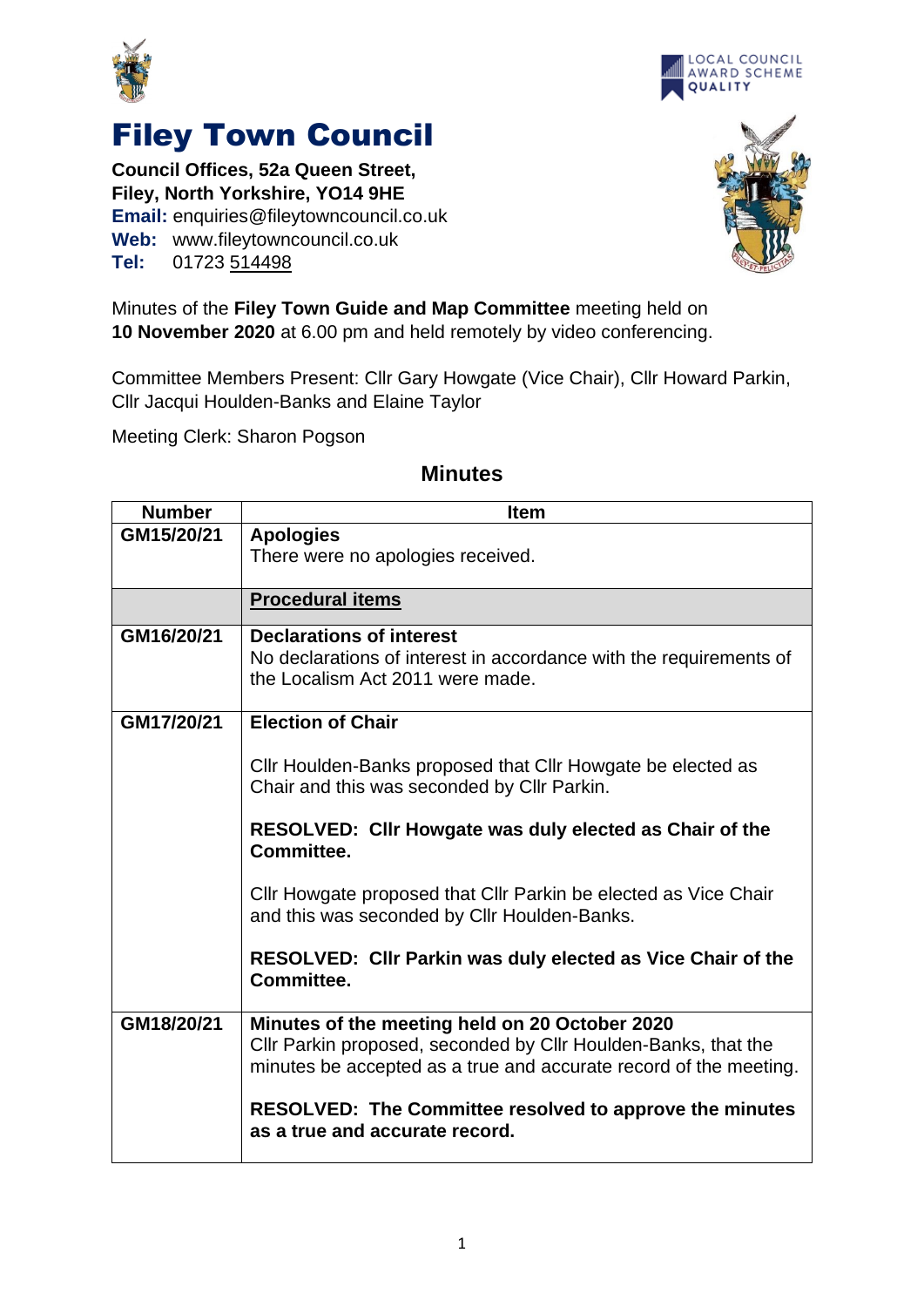# Filey Town Council

**Council Offices, 52a Queen Street,**
**Filey, North Yorkshire, YO14 9HE**
**Email:** enquiries@fileytowncouncil.co.uk
**Web:** www.fileytowncouncil.co.uk
**Tel:** 01723 514498

LOCAL COUNCIL AWARD SCHEME QUALITY

Minutes of the **Filey Town Guide and Map Committee** meeting held on **10 November 2020** at 6.00 pm and held remotely by video conferencing.

Committee Members Present: Cllr Gary Howgate (Vice Chair), Cllr Howard Parkin, Cllr Jacqui Houlden-Banks and Elaine Taylor

Meeting Clerk: Sharon Pogson

## Minutes

| Number | Item |
|---|---|
| GM15/20/21 | **Apologies**<br>There were no apologies received. |
| | **Procedural items** |
| GM16/20/21 | **Declarations of interest**<br>No declarations of interest in accordance with the requirements of the Localism Act 2011 were made. |
| GM17/20/21 | **Election of Chair**<br><br>Cllr Houlden-Banks proposed that Cllr Howgate be elected as Chair and this was seconded by Cllr Parkin.<br><br>**RESOLVED: Cllr Howgate was duly elected as Chair of the Committee.**<br><br>Cllr Howgate proposed that Cllr Parkin be elected as Vice Chair and this was seconded by Cllr Houlden-Banks.<br><br>**RESOLVED: Cllr Parkin was duly elected as Vice Chair of the Committee.** |
| GM18/20/21 | **Minutes of the meeting held on 20 October 2020**<br>Cllr Parkin proposed, seconded by Cllr Houlden-Banks, that the minutes be accepted as a true and accurate record of the meeting.<br><br>**RESOLVED: The Committee resolved to approve the minutes as a true and accurate record.** |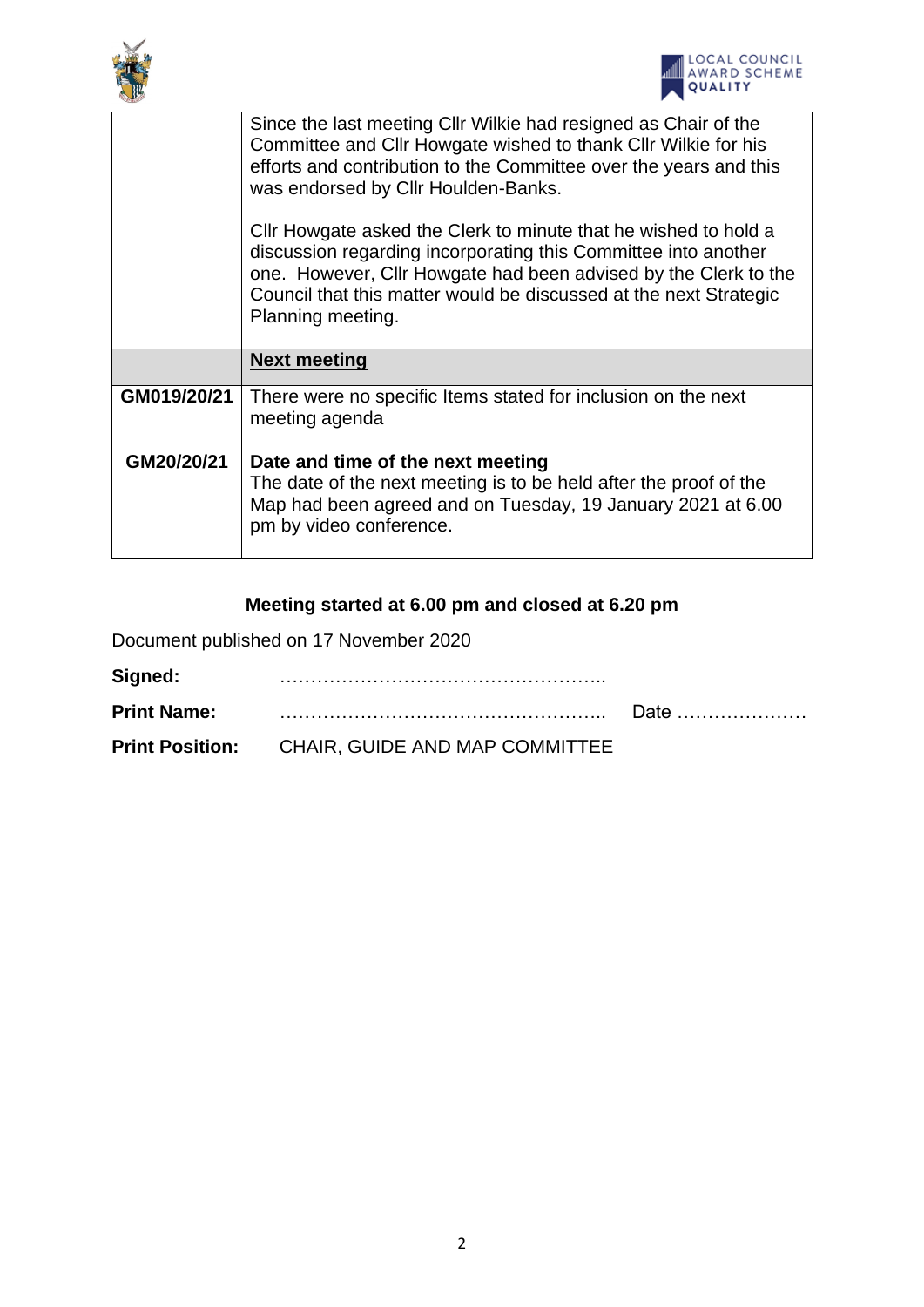| | |
|---|---|
| | Since the last meeting Cllr Wilkie had resigned as Chair of the Committee and Cllr Howgate wished to thank Cllr Wilkie for his efforts and contribution to the Committee over the years and this was endorsed by Cllr Houlden-Banks.<br><br>Cllr Howgate asked the Clerk to minute that he wished to hold a discussion regarding incorporating this Committee into another one. However, Cllr Howgate had been advised by the Clerk to the Council that this matter would be discussed at the next Strategic Planning meeting. |
| | **Next meeting** |
| **GM019/20/21** | There were no specific Items stated for inclusion on the next meeting agenda |
| **GM20/20/21** | **Date and time of the next meeting**<br>The date of the next meeting is to be held after the proof of the Map had been agreed and on Tuesday, 19 January 2021 at 6.00 pm by video conference. |

**Meeting started at 6.00 pm and closed at 6.20 pm**

Document published on 17 November 2020

**Signed:** ……………………………………………..

**Print Name:** …………………………………………….. Date …………………

**Print Position:** CHAIR, GUIDE AND MAP COMMITTEE